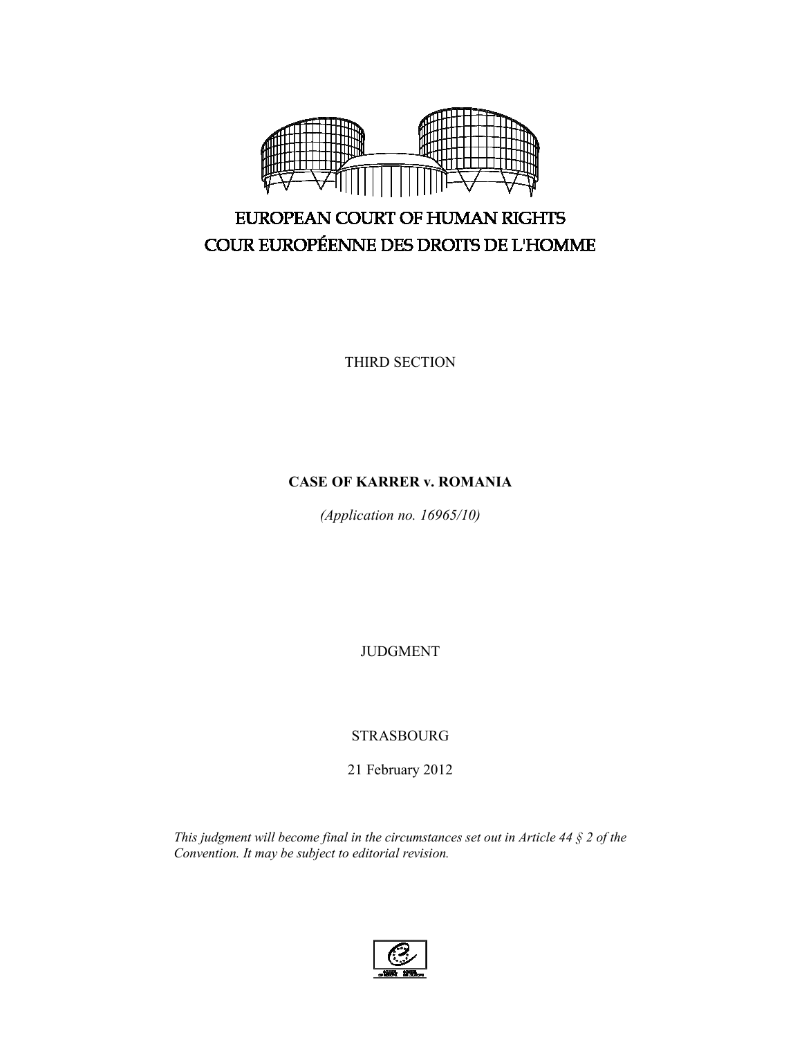EUROPEAN COURT OF HUMAN RIGHTS

COUR EUROPÉENNE DES DROITS DE L'HOMME

THIRD SECTION

**CASE OF KARRER v. ROMANIA**

*(Application no. 16965/10)*

JUDGMENT

STRASBOURG

21 February 2012

*This judgment will become final in the circumstances set out in Article 44 § 2 of the Convention. It may be subject to editorial revision.*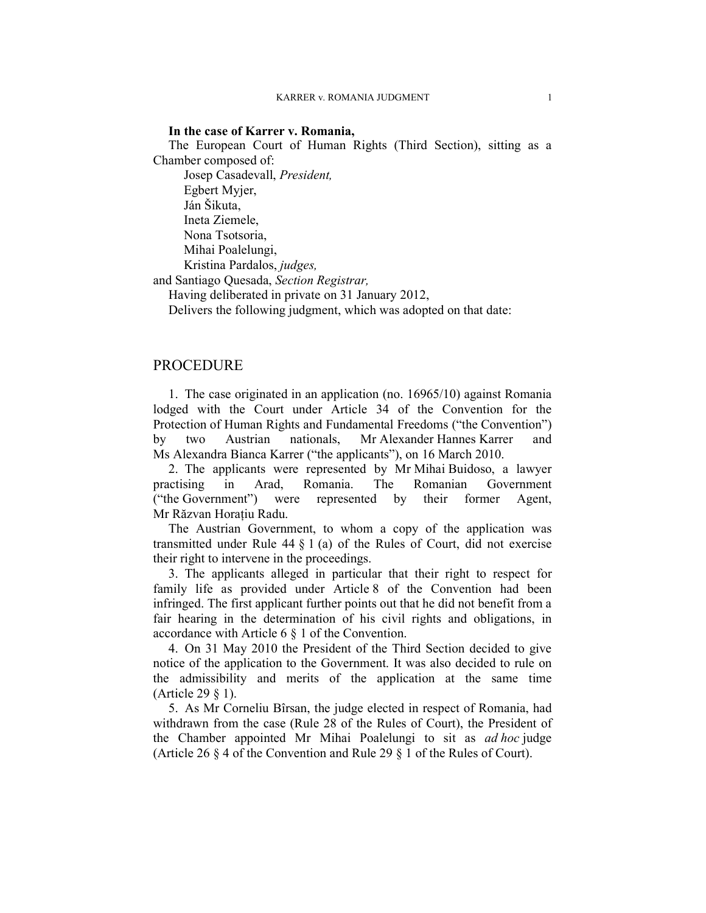**In the case of Karrer v. Romania,**

The European Court of Human Rights (Third Section), sitting as a Chamber composed of:

Josep Casadevall, *President,*
Egbert Myjer,
Ján Šikuta,
Ineta Ziemele,
Nona Tsotsoria,
Mihai Poalelungi,
Kristina Pardalos, *judges,*
and Santiago Quesada, *Section Registrar,*

Having deliberated in private on 31 January 2012,

Delivers the following judgment, which was adopted on that date:

## PROCEDURE

1. The case originated in an application (no. 16965/10) against Romania lodged with the Court under Article 34 of the Convention for the Protection of Human Rights and Fundamental Freedoms ("the Convention") by two Austrian nationals, Mr Alexander Hannes Karrer and Ms Alexandra Bianca Karrer ("the applicants"), on 16 March 2010.

2. The applicants were represented by Mr Mihai Buidoso, a lawyer practising in Arad, Romania. The Romanian Government ("the Government") were represented by their former Agent, Mr Răzvan Horațiu Radu.

The Austrian Government, to whom a copy of the application was transmitted under Rule 44 § 1 (a) of the Rules of Court, did not exercise their right to intervene in the proceedings.

3. The applicants alleged in particular that their right to respect for family life as provided under Article 8 of the Convention had been infringed. The first applicant further points out that he did not benefit from a fair hearing in the determination of his civil rights and obligations, in accordance with Article 6 § 1 of the Convention.

4. On 31 May 2010 the President of the Third Section decided to give notice of the application to the Government. It was also decided to rule on the admissibility and merits of the application at the same time (Article 29 § 1).

5. As Mr Corneliu Bîrsan, the judge elected in respect of Romania, had withdrawn from the case (Rule 28 of the Rules of Court), the President of the Chamber appointed Mr Mihai Poalelungi to sit as *ad hoc* judge (Article 26 § 4 of the Convention and Rule 29 § 1 of the Rules of Court).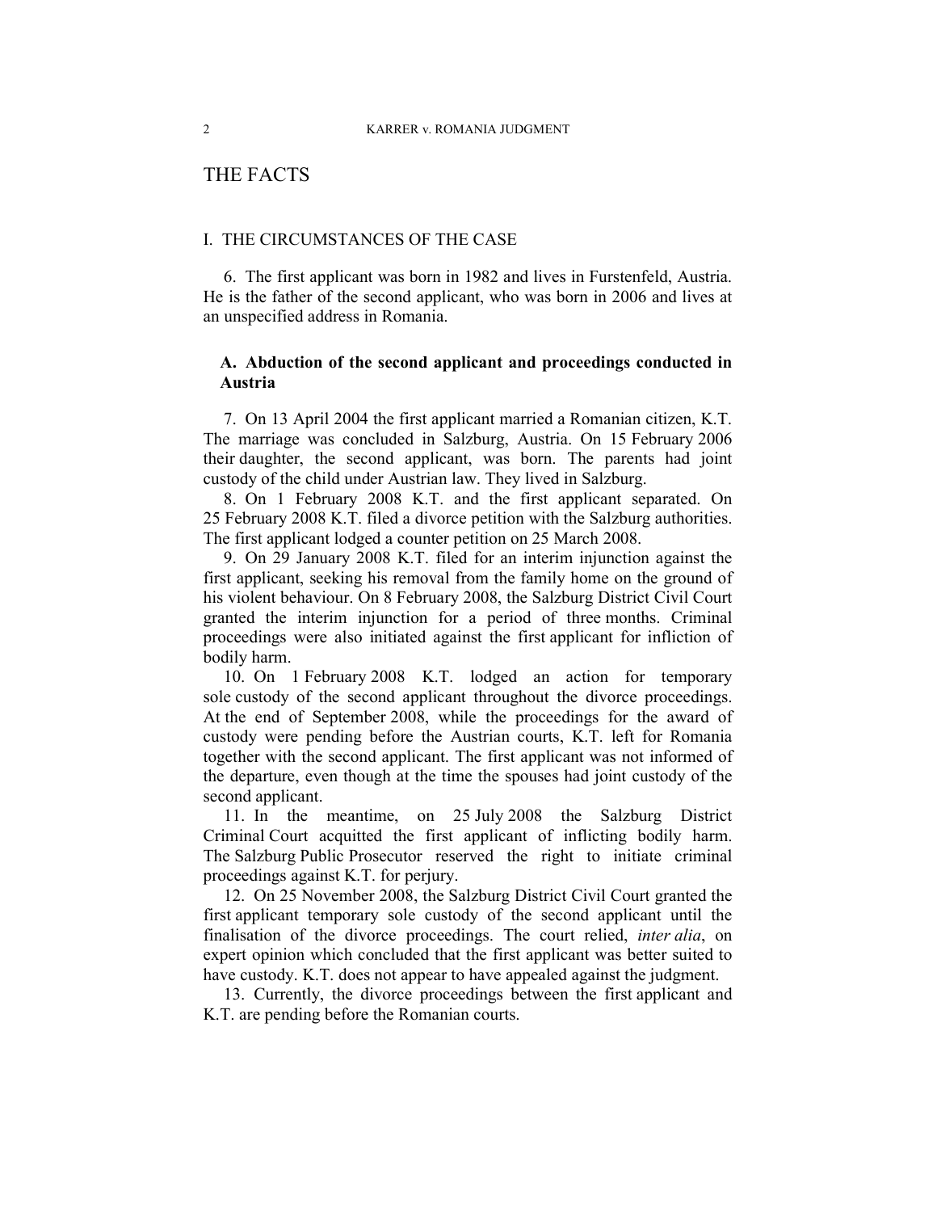# THE FACTS

## I. THE CIRCUMSTANCES OF THE CASE

6. The first applicant was born in 1982 and lives in Furstenfeld, Austria. He is the father of the second applicant, who was born in 2006 and lives at an unspecified address in Romania.

### A. Abduction of the second applicant and proceedings conducted in Austria

7. On 13 April 2004 the first applicant married a Romanian citizen, K.T. The marriage was concluded in Salzburg, Austria. On 15 February 2006 their daughter, the second applicant, was born. The parents had joint custody of the child under Austrian law. They lived in Salzburg.

8. On 1 February 2008 K.T. and the first applicant separated. On 25 February 2008 K.T. filed a divorce petition with the Salzburg authorities. The first applicant lodged a counter petition on 25 March 2008.

9. On 29 January 2008 K.T. filed for an interim injunction against the first applicant, seeking his removal from the family home on the ground of his violent behaviour. On 8 February 2008, the Salzburg District Civil Court granted the interim injunction for a period of three months. Criminal proceedings were also initiated against the first applicant for infliction of bodily harm.

10. On 1 February 2008 K.T. lodged an action for temporary sole custody of the second applicant throughout the divorce proceedings. At the end of September 2008, while the proceedings for the award of custody were pending before the Austrian courts, K.T. left for Romania together with the second applicant. The first applicant was not informed of the departure, even though at the time the spouses had joint custody of the second applicant.

11. In the meantime, on 25 July 2008 the Salzburg District Criminal Court acquitted the first applicant of inflicting bodily harm. The Salzburg Public Prosecutor reserved the right to initiate criminal proceedings against K.T. for perjury.

12. On 25 November 2008, the Salzburg District Civil Court granted the first applicant temporary sole custody of the second applicant until the finalisation of the divorce proceedings. The court relied, *inter alia*, on expert opinion which concluded that the first applicant was better suited to have custody. K.T. does not appear to have appealed against the judgment.

13. Currently, the divorce proceedings between the first applicant and K.T. are pending before the Romanian courts.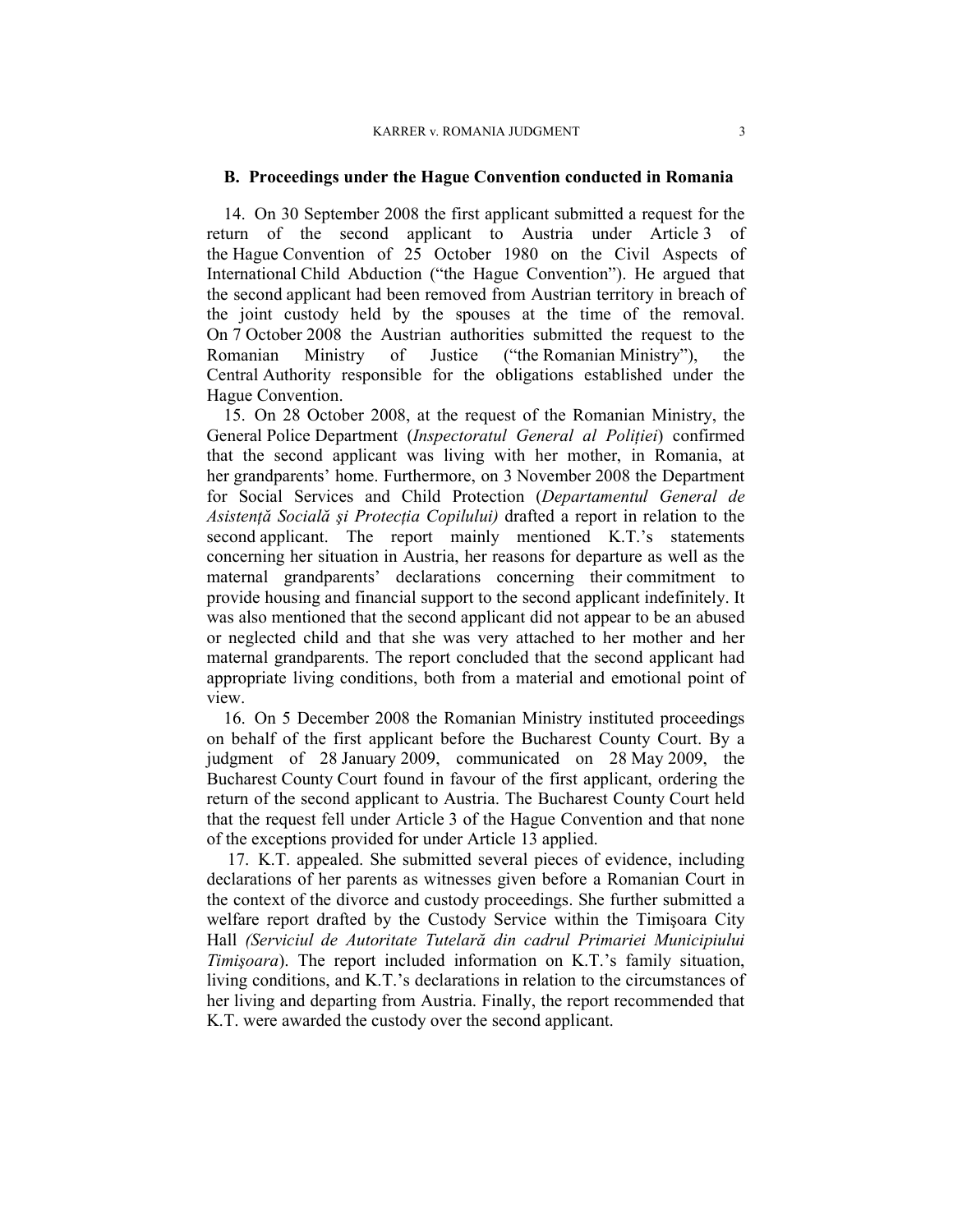## B. Proceedings under the Hague Convention conducted in Romania

14. On 30 September 2008 the first applicant submitted a request for the return of the second applicant to Austria under Article 3 of the Hague Convention of 25 October 1980 on the Civil Aspects of International Child Abduction ("the Hague Convention"). He argued that the second applicant had been removed from Austrian territory in breach of the joint custody held by the spouses at the time of the removal. On 7 October 2008 the Austrian authorities submitted the request to the Romanian Ministry of Justice ("the Romanian Ministry"), the Central Authority responsible for the obligations established under the Hague Convention.

15. On 28 October 2008, at the request of the Romanian Ministry, the General Police Department (*Inspectoratul General al Poliției*) confirmed that the second applicant was living with her mother, in Romania, at her grandparents' home. Furthermore, on 3 November 2008 the Department for Social Services and Child Protection (*Departamentul General de Asistență Socială şi Protecția Copilului)* drafted a report in relation to the second applicant. The report mainly mentioned K.T.'s statements concerning her situation in Austria, her reasons for departure as well as the maternal grandparents' declarations concerning their commitment to provide housing and financial support to the second applicant indefinitely. It was also mentioned that the second applicant did not appear to be an abused or neglected child and that she was very attached to her mother and her maternal grandparents. The report concluded that the second applicant had appropriate living conditions, both from a material and emotional point of view.

16. On 5 December 2008 the Romanian Ministry instituted proceedings on behalf of the first applicant before the Bucharest County Court. By a judgment of 28 January 2009, communicated on 28 May 2009, the Bucharest County Court found in favour of the first applicant, ordering the return of the second applicant to Austria. The Bucharest County Court held that the request fell under Article 3 of the Hague Convention and that none of the exceptions provided for under Article 13 applied.

17. K.T. appealed. She submitted several pieces of evidence, including declarations of her parents as witnesses given before a Romanian Court in the context of the divorce and custody proceedings. She further submitted a welfare report drafted by the Custody Service within the Timişoara City Hall *(Serviciul de Autoritate Tutelară din cadrul Primariei Municipiului Timişoara*). The report included information on K.T.'s family situation, living conditions, and K.T.'s declarations in relation to the circumstances of her living and departing from Austria. Finally, the report recommended that K.T. were awarded the custody over the second applicant.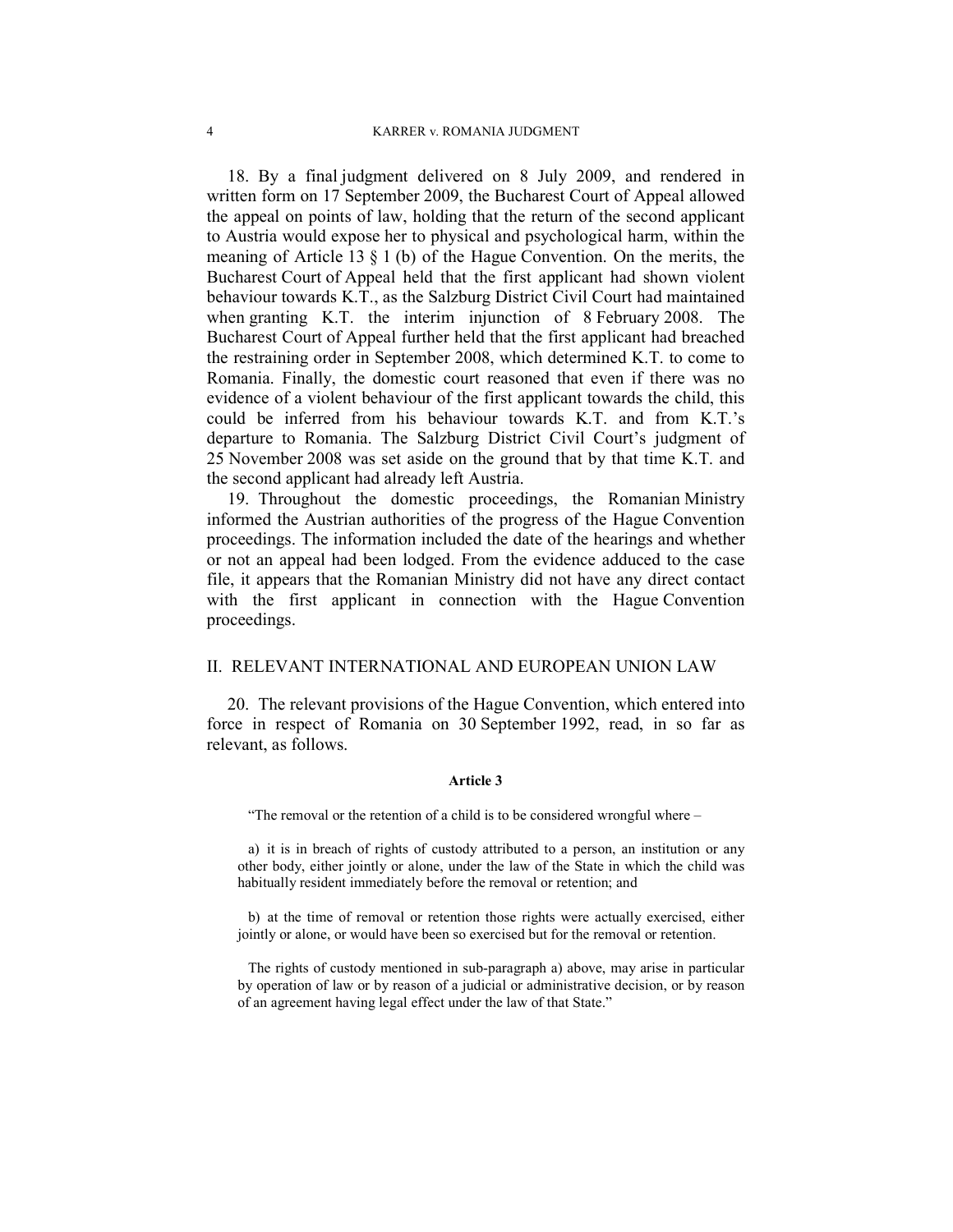18. By a final judgment delivered on 8 July 2009, and rendered in written form on 17 September 2009, the Bucharest Court of Appeal allowed the appeal on points of law, holding that the return of the second applicant to Austria would expose her to physical and psychological harm, within the meaning of Article 13 § 1 (b) of the Hague Convention. On the merits, the Bucharest Court of Appeal held that the first applicant had shown violent behaviour towards K.T., as the Salzburg District Civil Court had maintained when granting K.T. the interim injunction of 8 February 2008. The Bucharest Court of Appeal further held that the first applicant had breached the restraining order in September 2008, which determined K.T. to come to Romania. Finally, the domestic court reasoned that even if there was no evidence of a violent behaviour of the first applicant towards the child, this could be inferred from his behaviour towards K.T. and from K.T.'s departure to Romania. The Salzburg District Civil Court's judgment of 25 November 2008 was set aside on the ground that by that time K.T. and the second applicant had already left Austria.

19. Throughout the domestic proceedings, the Romanian Ministry informed the Austrian authorities of the progress of the Hague Convention proceedings. The information included the date of the hearings and whether or not an appeal had been lodged. From the evidence adduced to the case file, it appears that the Romanian Ministry did not have any direct contact with the first applicant in connection with the Hague Convention proceedings.

## II. RELEVANT INTERNATIONAL AND EUROPEAN UNION LAW

20. The relevant provisions of the Hague Convention, which entered into force in respect of Romania on 30 September 1992, read, in so far as relevant, as follows.

**Article 3**

"The removal or the retention of a child is to be considered wrongful where –

a) it is in breach of rights of custody attributed to a person, an institution or any other body, either jointly or alone, under the law of the State in which the child was habitually resident immediately before the removal or retention; and

b) at the time of removal or retention those rights were actually exercised, either jointly or alone, or would have been so exercised but for the removal or retention.

The rights of custody mentioned in sub-paragraph a) above, may arise in particular by operation of law or by reason of a judicial or administrative decision, or by reason of an agreement having legal effect under the law of that State."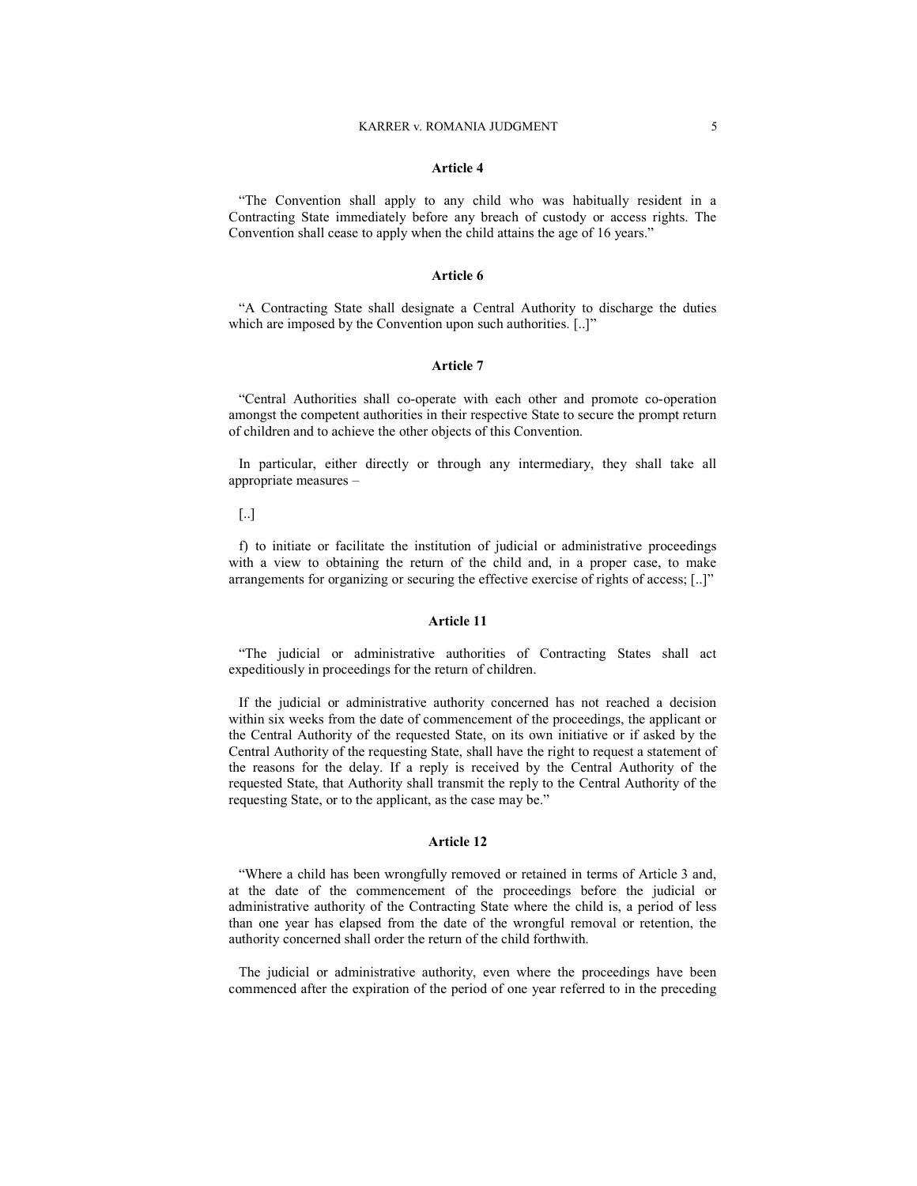#### Article 4

"The Convention shall apply to any child who was habitually resident in a Contracting State immediately before any breach of custody or access rights. The Convention shall cease to apply when the child attains the age of 16 years."

#### Article 6

"A Contracting State shall designate a Central Authority to discharge the duties which are imposed by the Convention upon such authorities. [..]"

#### Article 7

"Central Authorities shall co-operate with each other and promote co-operation amongst the competent authorities in their respective State to secure the prompt return of children and to achieve the other objects of this Convention.

In particular, either directly or through any intermediary, they shall take all appropriate measures –

[..]

f) to initiate or facilitate the institution of judicial or administrative proceedings with a view to obtaining the return of the child and, in a proper case, to make arrangements for organizing or securing the effective exercise of rights of access; [..]"

#### Article 11

"The judicial or administrative authorities of Contracting States shall act expeditiously in proceedings for the return of children.

If the judicial or administrative authority concerned has not reached a decision within six weeks from the date of commencement of the proceedings, the applicant or the Central Authority of the requested State, on its own initiative or if asked by the Central Authority of the requesting State, shall have the right to request a statement of the reasons for the delay. If a reply is received by the Central Authority of the requested State, that Authority shall transmit the reply to the Central Authority of the requesting State, or to the applicant, as the case may be."

#### Article 12

"Where a child has been wrongfully removed or retained in terms of Article 3 and, at the date of the commencement of the proceedings before the judicial or administrative authority of the Contracting State where the child is, a period of less than one year has elapsed from the date of the wrongful removal or retention, the authority concerned shall order the return of the child forthwith.

The judicial or administrative authority, even where the proceedings have been commenced after the expiration of the period of one year referred to in the preceding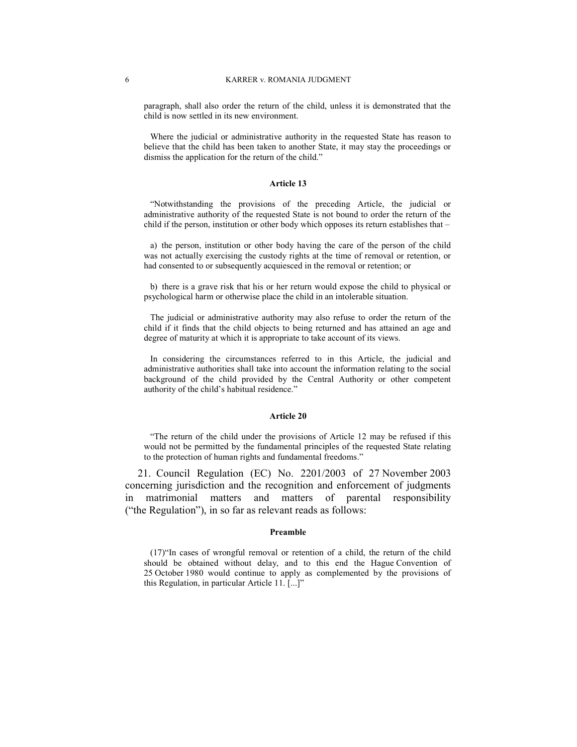paragraph, shall also order the return of the child, unless it is demonstrated that the child is now settled in its new environment.

Where the judicial or administrative authority in the requested State has reason to believe that the child has been taken to another State, it may stay the proceedings or dismiss the application for the return of the child."

**Article 13**

"Notwithstanding the provisions of the preceding Article, the judicial or administrative authority of the requested State is not bound to order the return of the child if the person, institution or other body which opposes its return establishes that –

a) the person, institution or other body having the care of the person of the child was not actually exercising the custody rights at the time of removal or retention, or had consented to or subsequently acquiesced in the removal or retention; or

b) there is a grave risk that his or her return would expose the child to physical or psychological harm or otherwise place the child in an intolerable situation.

The judicial or administrative authority may also refuse to order the return of the child if it finds that the child objects to being returned and has attained an age and degree of maturity at which it is appropriate to take account of its views.

In considering the circumstances referred to in this Article, the judicial and administrative authorities shall take into account the information relating to the social background of the child provided by the Central Authority or other competent authority of the child's habitual residence."

**Article 20**

"The return of the child under the provisions of Article 12 may be refused if this would not be permitted by the fundamental principles of the requested State relating to the protection of human rights and fundamental freedoms."

21. Council Regulation (EC) No. 2201/2003 of 27 November 2003 concerning jurisdiction and the recognition and enforcement of judgments in matrimonial matters and matters of parental responsibility ("the Regulation"), in so far as relevant reads as follows:

**Preamble**

(17)"In cases of wrongful removal or retention of a child, the return of the child should be obtained without delay, and to this end the Hague Convention of 25 October 1980 would continue to apply as complemented by the provisions of this Regulation, in particular Article 11. [...]"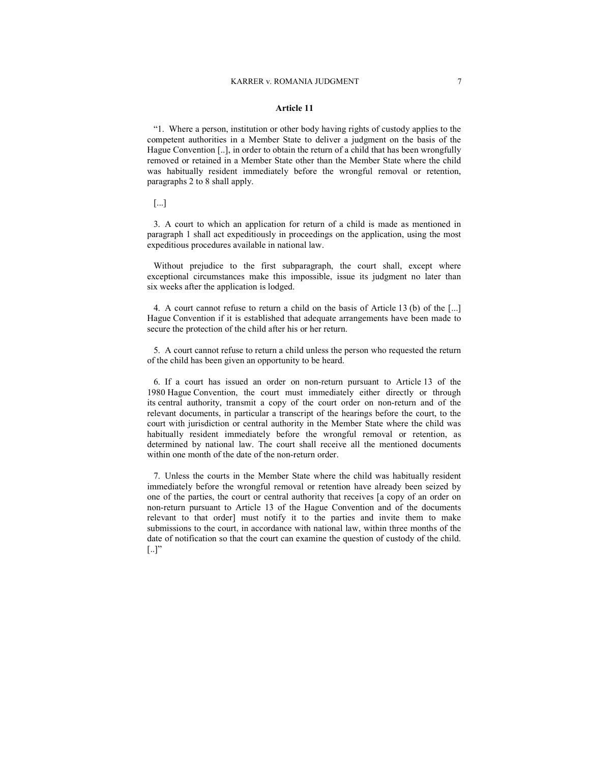**Article 11**

“1. Where a person, institution or other body having rights of custody applies to the competent authorities in a Member State to deliver a judgment on the basis of the Hague Convention [..], in order to obtain the return of a child that has been wrongfully removed or retained in a Member State other than the Member State where the child was habitually resident immediately before the wrongful removal or retention, paragraphs 2 to 8 shall apply.

[...]

3. A court to which an application for return of a child is made as mentioned in paragraph 1 shall act expeditiously in proceedings on the application, using the most expeditious procedures available in national law.

Without prejudice to the first subparagraph, the court shall, except where exceptional circumstances make this impossible, issue its judgment no later than six weeks after the application is lodged.

4. A court cannot refuse to return a child on the basis of Article 13 (b) of the [...] Hague Convention if it is established that adequate arrangements have been made to secure the protection of the child after his or her return.

5. A court cannot refuse to return a child unless the person who requested the return of the child has been given an opportunity to be heard.

6. If a court has issued an order on non-return pursuant to Article 13 of the 1980 Hague Convention, the court must immediately either directly or through its central authority, transmit a copy of the court order on non-return and of the relevant documents, in particular a transcript of the hearings before the court, to the court with jurisdiction or central authority in the Member State where the child was habitually resident immediately before the wrongful removal or retention, as determined by national law. The court shall receive all the mentioned documents within one month of the date of the non-return order.

7. Unless the courts in the Member State where the child was habitually resident immediately before the wrongful removal or retention have already been seized by one of the parties, the court or central authority that receives [a copy of an order on non-return pursuant to Article 13 of the Hague Convention and of the documents relevant to that order] must notify it to the parties and invite them to make submissions to the court, in accordance with national law, within three months of the date of notification so that the court can examine the question of custody of the child. [..]”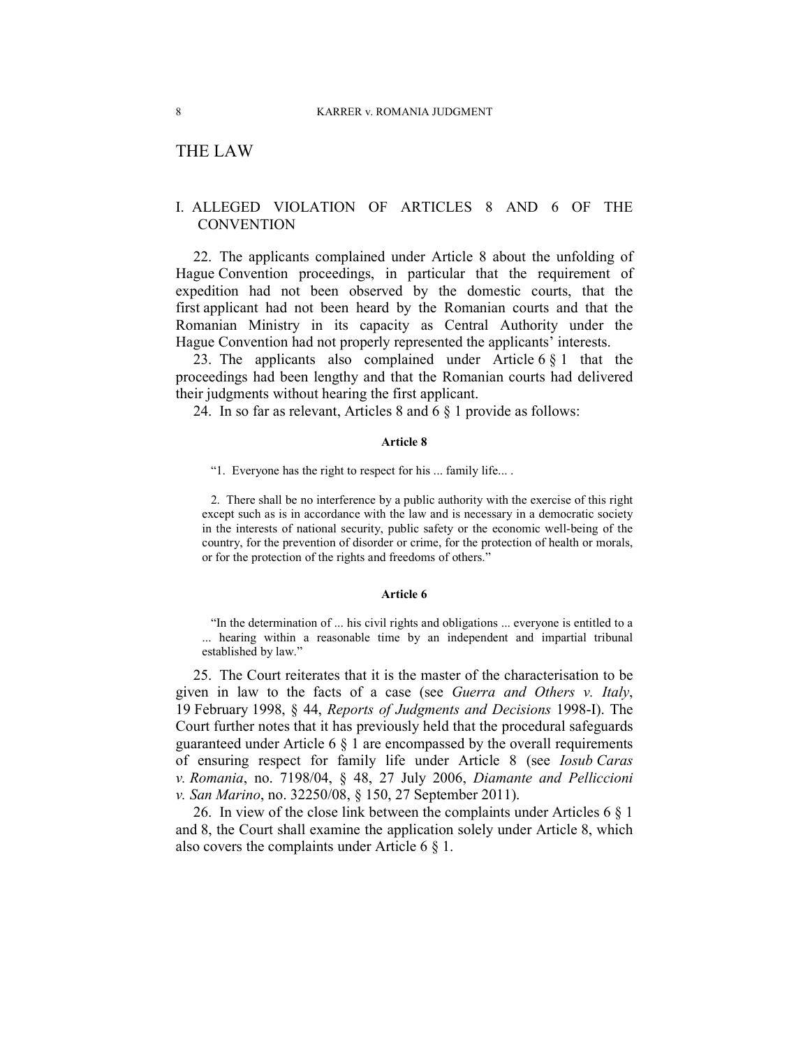# THE LAW

## I. ALLEGED VIOLATION OF ARTICLES 8 AND 6 OF THE CONVENTION

22. The applicants complained under Article 8 about the unfolding of Hague Convention proceedings, in particular that the requirement of expedition had not been observed by the domestic courts, that the first applicant had not been heard by the Romanian courts and that the Romanian Ministry in its capacity as Central Authority under the Hague Convention had not properly represented the applicants' interests.

23. The applicants also complained under Article 6 § 1 that the proceedings had been lengthy and that the Romanian courts had delivered their judgments without hearing the first applicant.

24. In so far as relevant, Articles 8 and 6 § 1 provide as follows:

**Article 8**

> "1. Everyone has the right to respect for his ... family life... .
>
> 2. There shall be no interference by a public authority with the exercise of this right except such as is in accordance with the law and is necessary in a democratic society in the interests of national security, public safety or the economic well-being of the country, for the prevention of disorder or crime, for the protection of health or morals, or for the protection of the rights and freedoms of others."

**Article 6**

> "In the determination of ... his civil rights and obligations ... everyone is entitled to a ... hearing within a reasonable time by an independent and impartial tribunal established by law."

25. The Court reiterates that it is the master of the characterisation to be given in law to the facts of a case (see *Guerra and Others v. Italy*, 19 February 1998, § 44, *Reports of Judgments and Decisions* 1998-I). The Court further notes that it has previously held that the procedural safeguards guaranteed under Article 6 § 1 are encompassed by the overall requirements of ensuring respect for family life under Article 8 (see *Iosub Caras v. Romania*, no. 7198/04, § 48, 27 July 2006, *Diamante and Pelliccioni v. San Marino*, no. 32250/08, § 150, 27 September 2011).

26. In view of the close link between the complaints under Articles 6 § 1 and 8, the Court shall examine the application solely under Article 8, which also covers the complaints under Article 6 § 1.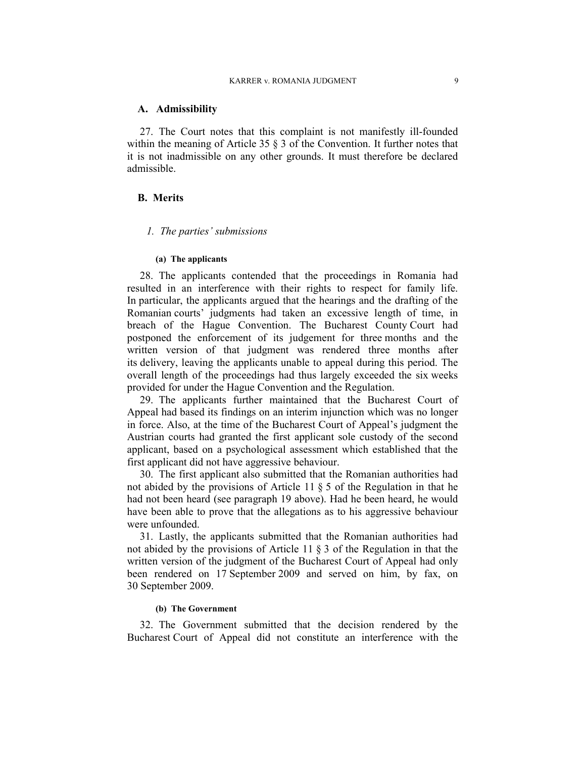### A. Admissibility

27. The Court notes that this complaint is not manifestly ill-founded within the meaning of Article 35 § 3 of the Convention. It further notes that it is not inadmissible on any other grounds. It must therefore be declared admissible.

### B. Merits

#### 1. *The parties' submissions*

##### (a) The applicants

28. The applicants contended that the proceedings in Romania had resulted in an interference with their rights to respect for family life. In particular, the applicants argued that the hearings and the drafting of the Romanian courts' judgments had taken an excessive length of time, in breach of the Hague Convention. The Bucharest County Court had postponed the enforcement of its judgement for three months and the written version of that judgment was rendered three months after its delivery, leaving the applicants unable to appeal during this period. The overall length of the proceedings had thus largely exceeded the six weeks provided for under the Hague Convention and the Regulation.

29. The applicants further maintained that the Bucharest Court of Appeal had based its findings on an interim injunction which was no longer in force. Also, at the time of the Bucharest Court of Appeal's judgment the Austrian courts had granted the first applicant sole custody of the second applicant, based on a psychological assessment which established that the first applicant did not have aggressive behaviour.

30. The first applicant also submitted that the Romanian authorities had not abided by the provisions of Article 11 § 5 of the Regulation in that he had not been heard (see paragraph 19 above). Had he been heard, he would have been able to prove that the allegations as to his aggressive behaviour were unfounded.

31. Lastly, the applicants submitted that the Romanian authorities had not abided by the provisions of Article 11 § 3 of the Regulation in that the written version of the judgment of the Bucharest Court of Appeal had only been rendered on 17 September 2009 and served on him, by fax, on 30 September 2009.

##### (b) The Government

32. The Government submitted that the decision rendered by the Bucharest Court of Appeal did not constitute an interference with the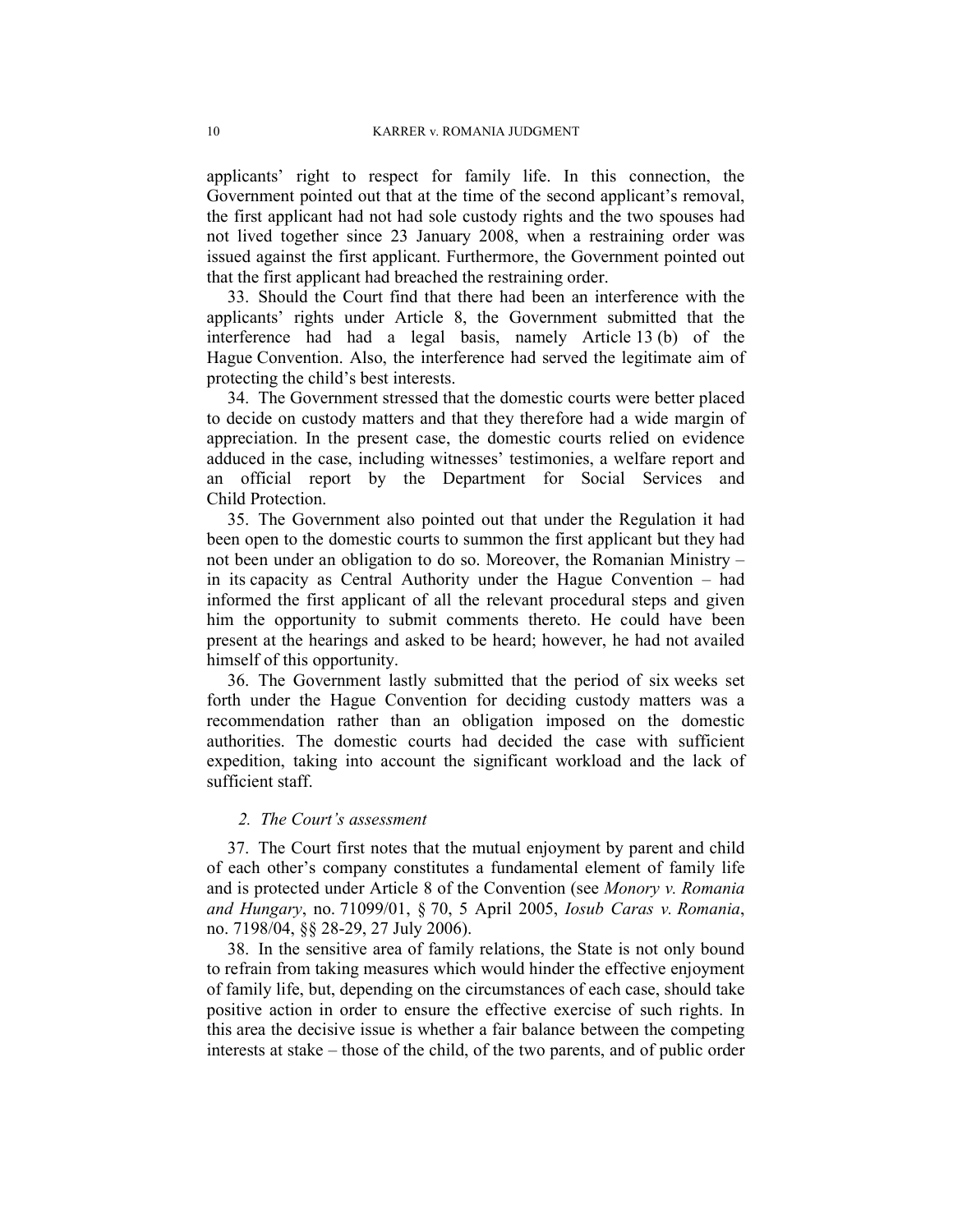applicants' right to respect for family life. In this connection, the Government pointed out that at the time of the second applicant's removal, the first applicant had not had sole custody rights and the two spouses had not lived together since 23 January 2008, when a restraining order was issued against the first applicant. Furthermore, the Government pointed out that the first applicant had breached the restraining order.

33. Should the Court find that there had been an interference with the applicants' rights under Article 8, the Government submitted that the interference had had a legal basis, namely Article 13 (b) of the Hague Convention. Also, the interference had served the legitimate aim of protecting the child's best interests.

34. The Government stressed that the domestic courts were better placed to decide on custody matters and that they therefore had a wide margin of appreciation. In the present case, the domestic courts relied on evidence adduced in the case, including witnesses' testimonies, a welfare report and an official report by the Department for Social Services and Child Protection.

35. The Government also pointed out that under the Regulation it had been open to the domestic courts to summon the first applicant but they had not been under an obligation to do so. Moreover, the Romanian Ministry – in its capacity as Central Authority under the Hague Convention – had informed the first applicant of all the relevant procedural steps and given him the opportunity to submit comments thereto. He could have been present at the hearings and asked to be heard; however, he had not availed himself of this opportunity.

36. The Government lastly submitted that the period of six weeks set forth under the Hague Convention for deciding custody matters was a recommendation rather than an obligation imposed on the domestic authorities. The domestic courts had decided the case with sufficient expedition, taking into account the significant workload and the lack of sufficient staff.

### *2. The Court's assessment*

37. The Court first notes that the mutual enjoyment by parent and child of each other's company constitutes a fundamental element of family life and is protected under Article 8 of the Convention (see *Monory v. Romania and Hungary*, no. 71099/01, § 70, 5 April 2005, *Iosub Caras v. Romania*, no. 7198/04, §§ 28-29, 27 July 2006).

38. In the sensitive area of family relations, the State is not only bound to refrain from taking measures which would hinder the effective enjoyment of family life, but, depending on the circumstances of each case, should take positive action in order to ensure the effective exercise of such rights. In this area the decisive issue is whether a fair balance between the competing interests at stake – those of the child, of the two parents, and of public order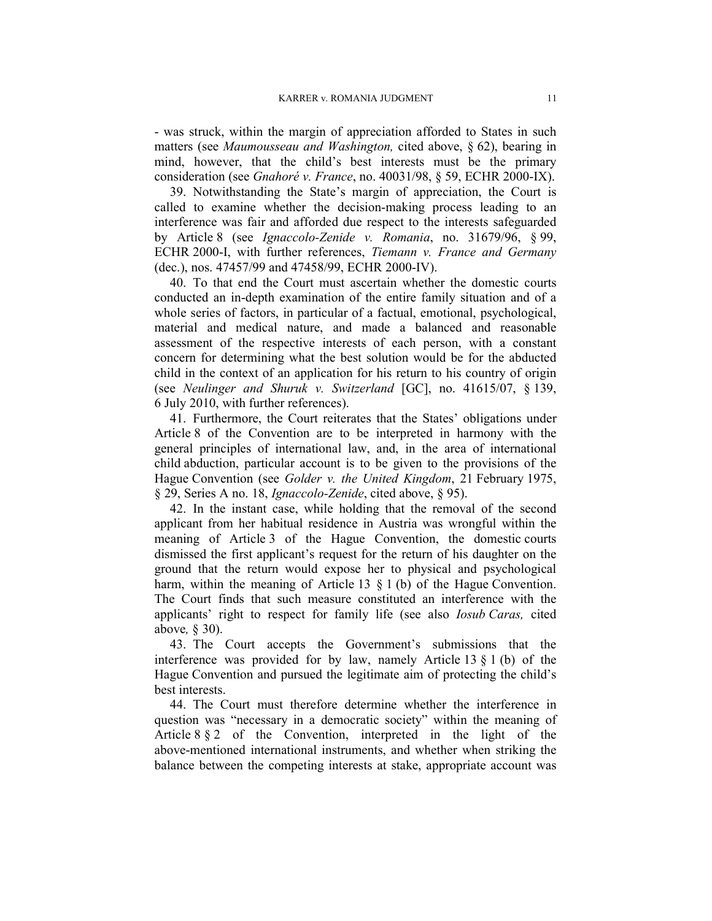- was struck, within the margin of appreciation afforded to States in such matters (see *Maumousseau and Washington,* cited above, § 62), bearing in mind, however, that the child's best interests must be the primary consideration (see *Gnahoré v. France*, no. 40031/98, § 59, ECHR 2000-IX).

39. Notwithstanding the State's margin of appreciation, the Court is called to examine whether the decision-making process leading to an interference was fair and afforded due respect to the interests safeguarded by Article 8 (see *Ignaccolo-Zenide v. Romania*, no. 31679/96, § 99, ECHR 2000-I, with further references, *Tiemann v. France and Germany* (dec.), nos. 47457/99 and 47458/99, ECHR 2000-IV).

40. To that end the Court must ascertain whether the domestic courts conducted an in-depth examination of the entire family situation and of a whole series of factors, in particular of a factual, emotional, psychological, material and medical nature, and made a balanced and reasonable assessment of the respective interests of each person, with a constant concern for determining what the best solution would be for the abducted child in the context of an application for his return to his country of origin (see *Neulinger and Shuruk v. Switzerland* [GC], no. 41615/07, § 139, 6 July 2010, with further references).

41. Furthermore, the Court reiterates that the States' obligations under Article 8 of the Convention are to be interpreted in harmony with the general principles of international law, and, in the area of international child abduction, particular account is to be given to the provisions of the Hague Convention (see *Golder v. the United Kingdom*, 21 February 1975, § 29, Series A no. 18, *Ignaccolo-Zenide*, cited above, § 95).

42. In the instant case, while holding that the removal of the second applicant from her habitual residence in Austria was wrongful within the meaning of Article 3 of the Hague Convention, the domestic courts dismissed the first applicant's request for the return of his daughter on the ground that the return would expose her to physical and psychological harm, within the meaning of Article 13 § 1 (b) of the Hague Convention. The Court finds that such measure constituted an interference with the applicants' right to respect for family life (see also *Iosub Caras,* cited above*,* § 30).

43. The Court accepts the Government's submissions that the interference was provided for by law, namely Article 13 § 1 (b) of the Hague Convention and pursued the legitimate aim of protecting the child's best interests.

44. The Court must therefore determine whether the interference in question was "necessary in a democratic society" within the meaning of Article 8 § 2 of the Convention, interpreted in the light of the above-mentioned international instruments, and whether when striking the balance between the competing interests at stake, appropriate account was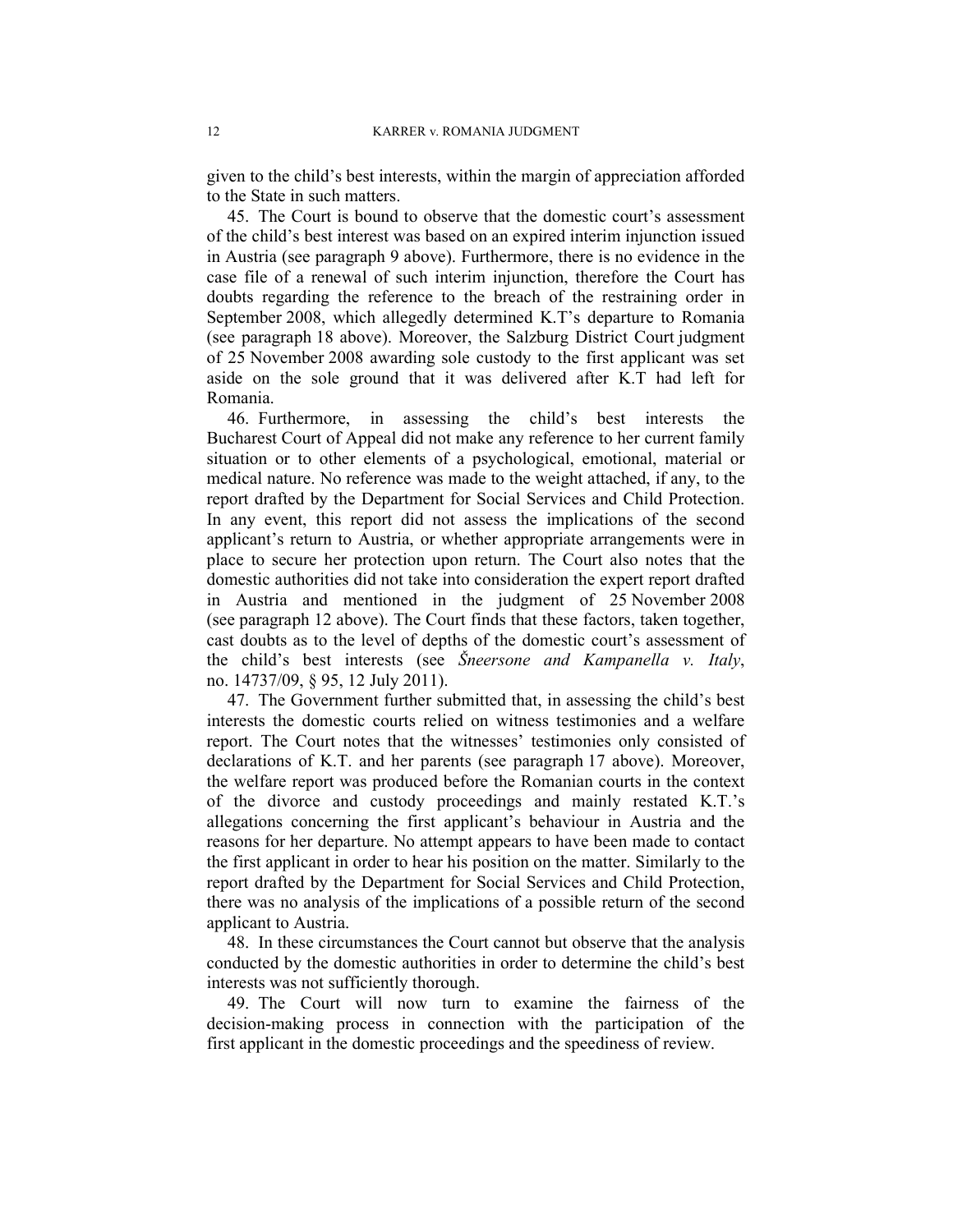given to the child's best interests, within the margin of appreciation afforded to the State in such matters.

45. The Court is bound to observe that the domestic court's assessment of the child's best interest was based on an expired interim injunction issued in Austria (see paragraph 9 above). Furthermore, there is no evidence in the case file of a renewal of such interim injunction, therefore the Court has doubts regarding the reference to the breach of the restraining order in September 2008, which allegedly determined K.T's departure to Romania (see paragraph 18 above). Moreover, the Salzburg District Court judgment of 25 November 2008 awarding sole custody to the first applicant was set aside on the sole ground that it was delivered after K.T had left for Romania.

46. Furthermore, in assessing the child's best interests the Bucharest Court of Appeal did not make any reference to her current family situation or to other elements of a psychological, emotional, material or medical nature. No reference was made to the weight attached, if any, to the report drafted by the Department for Social Services and Child Protection. In any event, this report did not assess the implications of the second applicant's return to Austria, or whether appropriate arrangements were in place to secure her protection upon return. The Court also notes that the domestic authorities did not take into consideration the expert report drafted in Austria and mentioned in the judgment of 25 November 2008 (see paragraph 12 above). The Court finds that these factors, taken together, cast doubts as to the level of depths of the domestic court's assessment of the child's best interests (see *Šneersone and Kampanella v. Italy*, no. 14737/09, § 95, 12 July 2011).

47. The Government further submitted that, in assessing the child's best interests the domestic courts relied on witness testimonies and a welfare report. The Court notes that the witnesses' testimonies only consisted of declarations of K.T. and her parents (see paragraph 17 above). Moreover, the welfare report was produced before the Romanian courts in the context of the divorce and custody proceedings and mainly restated K.T.'s allegations concerning the first applicant's behaviour in Austria and the reasons for her departure. No attempt appears to have been made to contact the first applicant in order to hear his position on the matter. Similarly to the report drafted by the Department for Social Services and Child Protection, there was no analysis of the implications of a possible return of the second applicant to Austria.

48. In these circumstances the Court cannot but observe that the analysis conducted by the domestic authorities in order to determine the child's best interests was not sufficiently thorough.

49. The Court will now turn to examine the fairness of the decision-making process in connection with the participation of the first applicant in the domestic proceedings and the speediness of review.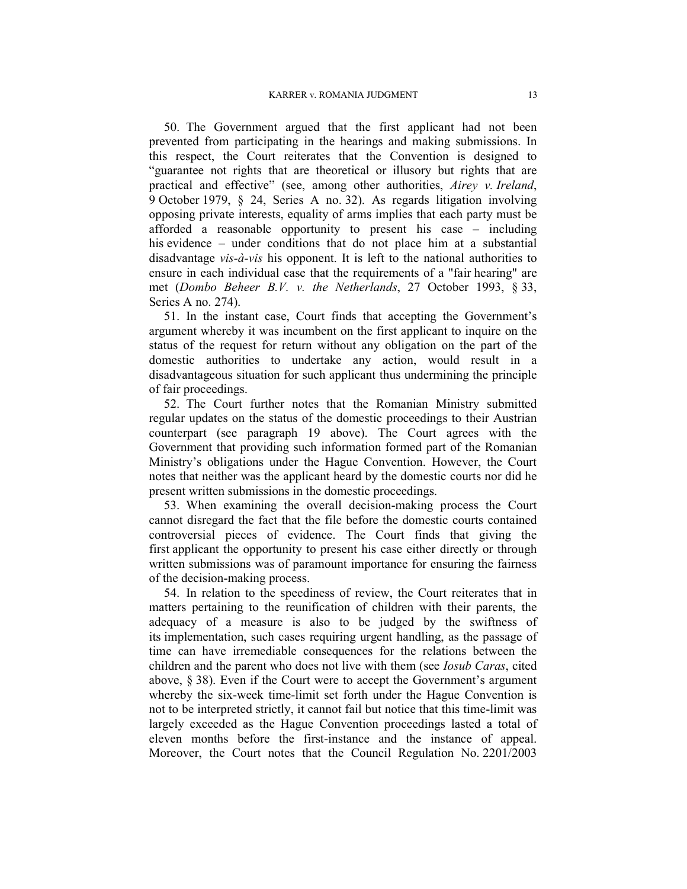50. The Government argued that the first applicant had not been prevented from participating in the hearings and making submissions. In this respect, the Court reiterates that the Convention is designed to "guarantee not rights that are theoretical or illusory but rights that are practical and effective" (see, among other authorities, *Airey v. Ireland*, 9 October 1979, § 24, Series A no. 32). As regards litigation involving opposing private interests, equality of arms implies that each party must be afforded a reasonable opportunity to present his case – including his evidence – under conditions that do not place him at a substantial disadvantage *vis-à-vis* his opponent. It is left to the national authorities to ensure in each individual case that the requirements of a "fair hearing" are met (*Dombo Beheer B.V. v. the Netherlands*, 27 October 1993, § 33, Series A no. 274).

51. In the instant case, Court finds that accepting the Government's argument whereby it was incumbent on the first applicant to inquire on the status of the request for return without any obligation on the part of the domestic authorities to undertake any action, would result in a disadvantageous situation for such applicant thus undermining the principle of fair proceedings.

52. The Court further notes that the Romanian Ministry submitted regular updates on the status of the domestic proceedings to their Austrian counterpart (see paragraph 19 above). The Court agrees with the Government that providing such information formed part of the Romanian Ministry's obligations under the Hague Convention. However, the Court notes that neither was the applicant heard by the domestic courts nor did he present written submissions in the domestic proceedings.

53. When examining the overall decision-making process the Court cannot disregard the fact that the file before the domestic courts contained controversial pieces of evidence. The Court finds that giving the first applicant the opportunity to present his case either directly or through written submissions was of paramount importance for ensuring the fairness of the decision-making process.

54. In relation to the speediness of review, the Court reiterates that in matters pertaining to the reunification of children with their parents, the adequacy of a measure is also to be judged by the swiftness of its implementation, such cases requiring urgent handling, as the passage of time can have irremediable consequences for the relations between the children and the parent who does not live with them (see *Iosub Caras*, cited above, § 38). Even if the Court were to accept the Government's argument whereby the six-week time-limit set forth under the Hague Convention is not to be interpreted strictly, it cannot fail but notice that this time-limit was largely exceeded as the Hague Convention proceedings lasted a total of eleven months before the first-instance and the instance of appeal. Moreover, the Court notes that the Council Regulation No. 2201/2003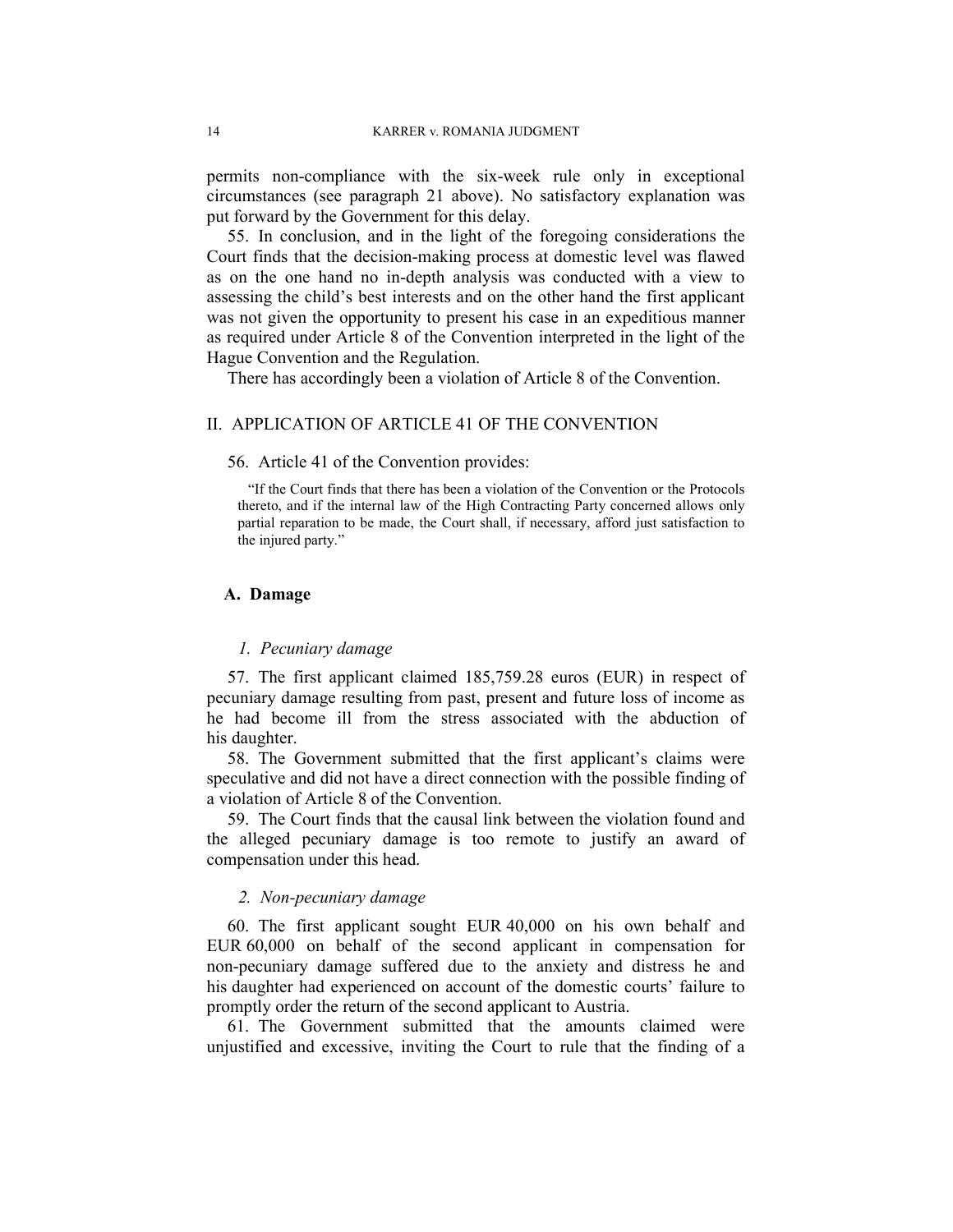permits non-compliance with the six-week rule only in exceptional circumstances (see paragraph 21 above). No satisfactory explanation was put forward by the Government for this delay.

55. In conclusion, and in the light of the foregoing considerations the Court finds that the decision-making process at domestic level was flawed as on the one hand no in-depth analysis was conducted with a view to assessing the child's best interests and on the other hand the first applicant was not given the opportunity to present his case in an expeditious manner as required under Article 8 of the Convention interpreted in the light of the Hague Convention and the Regulation.

There has accordingly been a violation of Article 8 of the Convention.

## II. APPLICATION OF ARTICLE 41 OF THE CONVENTION

56. Article 41 of the Convention provides:

> "If the Court finds that there has been a violation of the Convention or the Protocols thereto, and if the internal law of the High Contracting Party concerned allows only partial reparation to be made, the Court shall, if necessary, afford just satisfaction to the injured party."

### A. Damage

#### *1. Pecuniary damage*

57. The first applicant claimed 185,759.28 euros (EUR) in respect of pecuniary damage resulting from past, present and future loss of income as he had become ill from the stress associated with the abduction of his daughter.

58. The Government submitted that the first applicant's claims were speculative and did not have a direct connection with the possible finding of a violation of Article 8 of the Convention.

59. The Court finds that the causal link between the violation found and the alleged pecuniary damage is too remote to justify an award of compensation under this head.

#### *2. Non-pecuniary damage*

60. The first applicant sought EUR 40,000 on his own behalf and EUR 60,000 on behalf of the second applicant in compensation for non-pecuniary damage suffered due to the anxiety and distress he and his daughter had experienced on account of the domestic courts' failure to promptly order the return of the second applicant to Austria.

61. The Government submitted that the amounts claimed were unjustified and excessive, inviting the Court to rule that the finding of a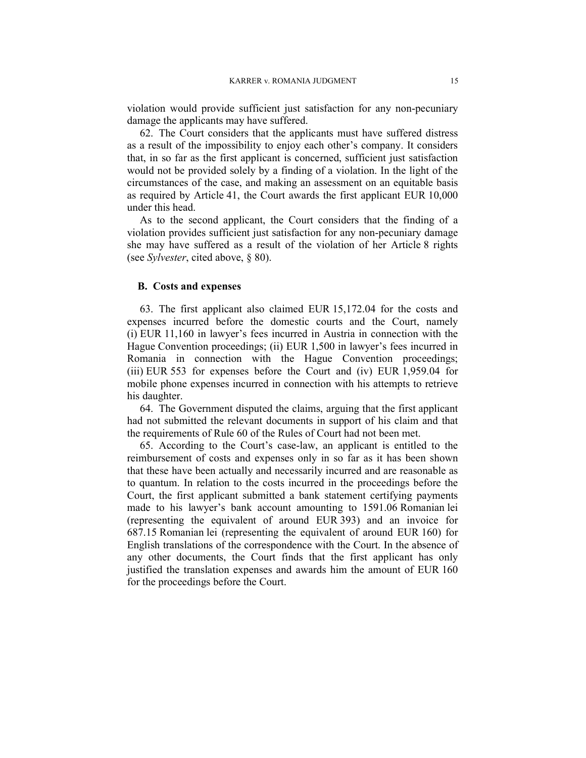violation would provide sufficient just satisfaction for any non-pecuniary damage the applicants may have suffered.

62. The Court considers that the applicants must have suffered distress as a result of the impossibility to enjoy each other's company. It considers that, in so far as the first applicant is concerned, sufficient just satisfaction would not be provided solely by a finding of a violation. In the light of the circumstances of the case, and making an assessment on an equitable basis as required by Article 41, the Court awards the first applicant EUR 10,000 under this head.

As to the second applicant, the Court considers that the finding of a violation provides sufficient just satisfaction for any non-pecuniary damage she may have suffered as a result of the violation of her Article 8 rights (see *Sylvester*, cited above, § 80).

### B. Costs and expenses

63. The first applicant also claimed EUR 15,172.04 for the costs and expenses incurred before the domestic courts and the Court, namely (i) EUR 11,160 in lawyer's fees incurred in Austria in connection with the Hague Convention proceedings; (ii) EUR 1,500 in lawyer's fees incurred in Romania in connection with the Hague Convention proceedings; (iii) EUR 553 for expenses before the Court and (iv) EUR 1,959.04 for mobile phone expenses incurred in connection with his attempts to retrieve his daughter.

64. The Government disputed the claims, arguing that the first applicant had not submitted the relevant documents in support of his claim and that the requirements of Rule 60 of the Rules of Court had not been met.

65. According to the Court's case-law, an applicant is entitled to the reimbursement of costs and expenses only in so far as it has been shown that these have been actually and necessarily incurred and are reasonable as to quantum. In relation to the costs incurred in the proceedings before the Court, the first applicant submitted a bank statement certifying payments made to his lawyer's bank account amounting to 1591.06 Romanian lei (representing the equivalent of around EUR 393) and an invoice for 687.15 Romanian lei (representing the equivalent of around EUR 160) for English translations of the correspondence with the Court. In the absence of any other documents, the Court finds that the first applicant has only justified the translation expenses and awards him the amount of EUR 160 for the proceedings before the Court.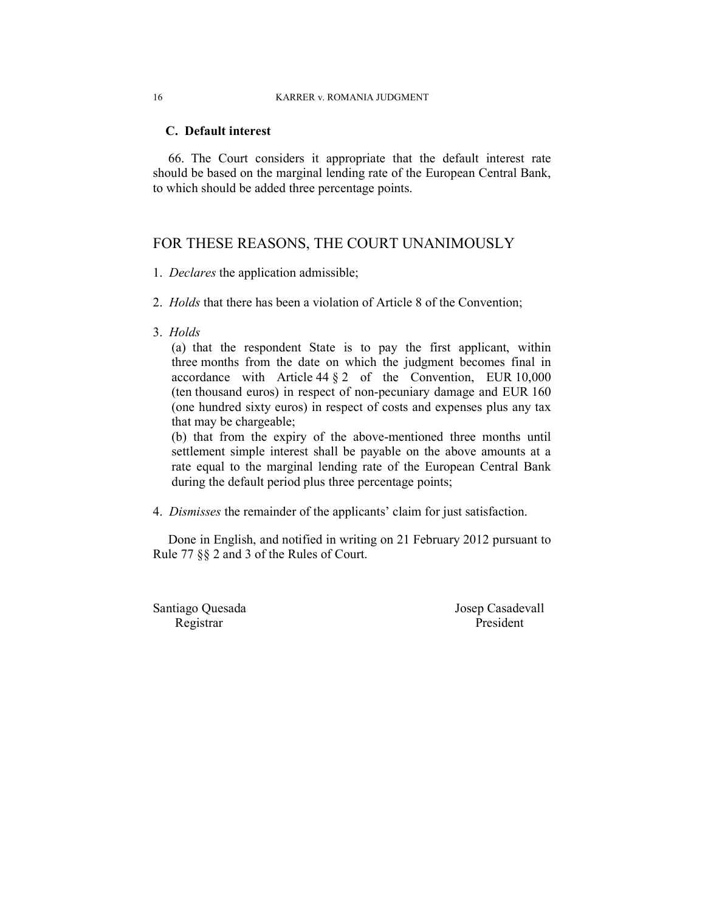### C. Default interest

66. The Court considers it appropriate that the default interest rate should be based on the marginal lending rate of the European Central Bank, to which should be added three percentage points.

## FOR THESE REASONS, THE COURT UNANIMOUSLY

1. *Declares* the application admissible;

2. *Holds* that there has been a violation of Article 8 of the Convention;

3. *Holds*

   (a) that the respondent State is to pay the first applicant, within three months from the date on which the judgment becomes final in accordance with Article 44 § 2 of the Convention, EUR 10,000 (ten thousand euros) in respect of non-pecuniary damage and EUR 160 (one hundred sixty euros) in respect of costs and expenses plus any tax that may be chargeable;

   (b) that from the expiry of the above-mentioned three months until settlement simple interest shall be payable on the above amounts at a rate equal to the marginal lending rate of the European Central Bank during the default period plus three percentage points;

4. *Dismisses* the remainder of the applicants' claim for just satisfaction.

Done in English, and notified in writing on 21 February 2012 pursuant to Rule 77 §§ 2 and 3 of the Rules of Court.

Santiago Quesada
Registrar

Josep Casadevall
President